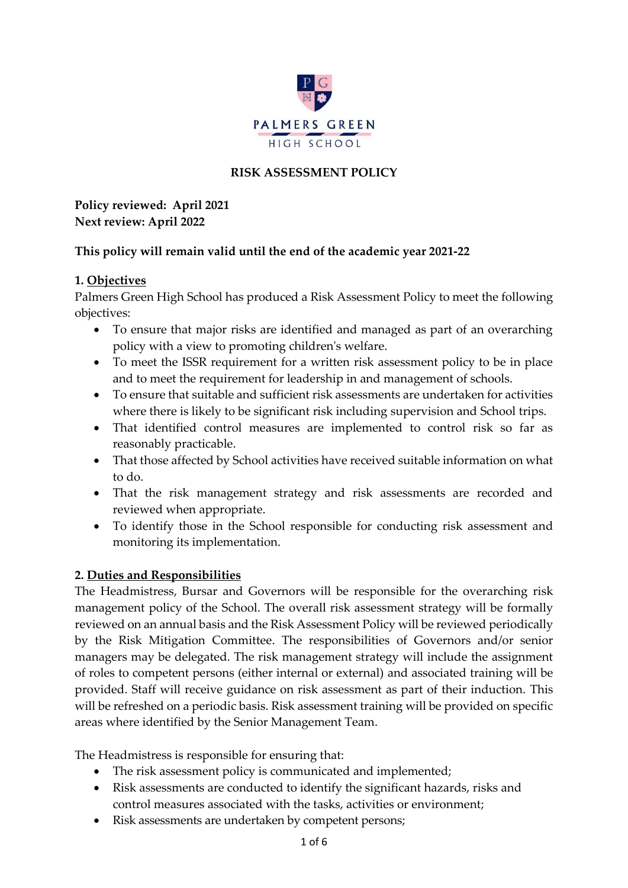PALMERS GREEN

HIGH SCHOOL

# RISK ASSESSMENT POLICY

**Policy reviewed: April 2021**
**Next review: April 2022**

**This policy will remain valid until the end of the academic year 2021-22**

## 1. Objectives

Palmers Green High School has produced a Risk Assessment Policy to meet the following objectives:

- To ensure that major risks are identified and managed as part of an overarching policy with a view to promoting children's welfare.
- To meet the ISSR requirement for a written risk assessment policy to be in place and to meet the requirement for leadership in and management of schools.
- To ensure that suitable and sufficient risk assessments are undertaken for activities where there is likely to be significant risk including supervision and School trips.
- That identified control measures are implemented to control risk so far as reasonably practicable.
- That those affected by School activities have received suitable information on what to do.
- That the risk management strategy and risk assessments are recorded and reviewed when appropriate.
- To identify those in the School responsible for conducting risk assessment and monitoring its implementation.

## 2. Duties and Responsibilities

The Headmistress, Bursar and Governors will be responsible for the overarching risk management policy of the School. The overall risk assessment strategy will be formally reviewed on an annual basis and the Risk Assessment Policy will be reviewed periodically by the Risk Mitigation Committee. The responsibilities of Governors and/or senior managers may be delegated. The risk management strategy will include the assignment of roles to competent persons (either internal or external) and associated training will be provided. Staff will receive guidance on risk assessment as part of their induction. This will be refreshed on a periodic basis. Risk assessment training will be provided on specific areas where identified by the Senior Management Team.

The Headmistress is responsible for ensuring that:

- The risk assessment policy is communicated and implemented;
- Risk assessments are conducted to identify the significant hazards, risks and control measures associated with the tasks, activities or environment;
- Risk assessments are undertaken by competent persons;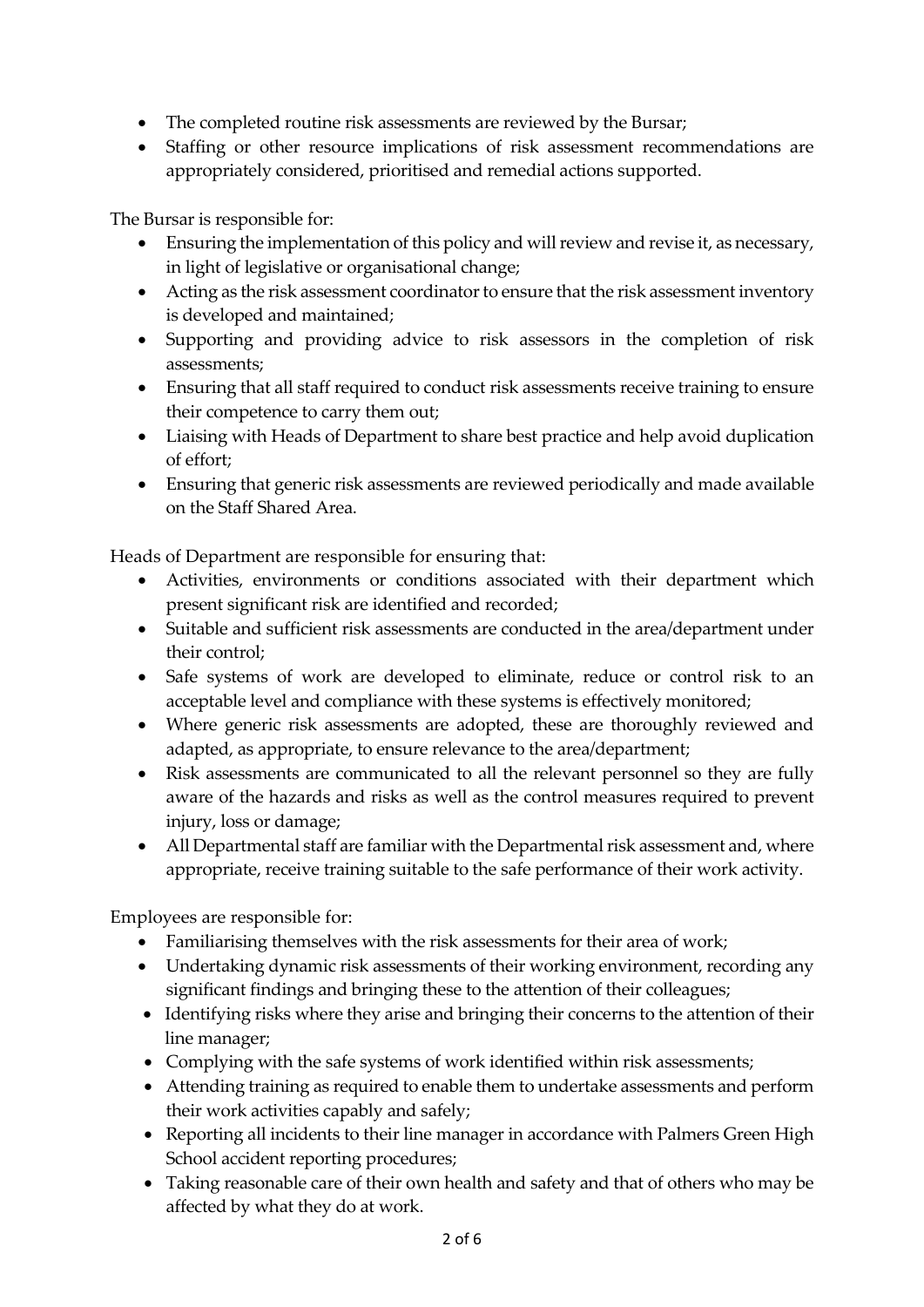- The completed routine risk assessments are reviewed by the Bursar;
- Staffing or other resource implications of risk assessment recommendations are appropriately considered, prioritised and remedial actions supported.

The Bursar is responsible for:

- Ensuring the implementation of this policy and will review and revise it, as necessary, in light of legislative or organisational change;
- Acting as the risk assessment coordinator to ensure that the risk assessment inventory is developed and maintained;
- Supporting and providing advice to risk assessors in the completion of risk assessments;
- Ensuring that all staff required to conduct risk assessments receive training to ensure their competence to carry them out;
- Liaising with Heads of Department to share best practice and help avoid duplication of effort;
- Ensuring that generic risk assessments are reviewed periodically and made available on the Staff Shared Area.

Heads of Department are responsible for ensuring that:

- Activities, environments or conditions associated with their department which present significant risk are identified and recorded;
- Suitable and sufficient risk assessments are conducted in the area/department under their control;
- Safe systems of work are developed to eliminate, reduce or control risk to an acceptable level and compliance with these systems is effectively monitored;
- Where generic risk assessments are adopted, these are thoroughly reviewed and adapted, as appropriate, to ensure relevance to the area/department;
- Risk assessments are communicated to all the relevant personnel so they are fully aware of the hazards and risks as well as the control measures required to prevent injury, loss or damage;
- All Departmental staff are familiar with the Departmental risk assessment and, where appropriate, receive training suitable to the safe performance of their work activity.

Employees are responsible for:

- Familiarising themselves with the risk assessments for their area of work;
- Undertaking dynamic risk assessments of their working environment, recording any significant findings and bringing these to the attention of their colleagues;
- Identifying risks where they arise and bringing their concerns to the attention of their line manager;
- Complying with the safe systems of work identified within risk assessments;
- Attending training as required to enable them to undertake assessments and perform their work activities capably and safely;
- Reporting all incidents to their line manager in accordance with Palmers Green High School accident reporting procedures;
- Taking reasonable care of their own health and safety and that of others who may be affected by what they do at work.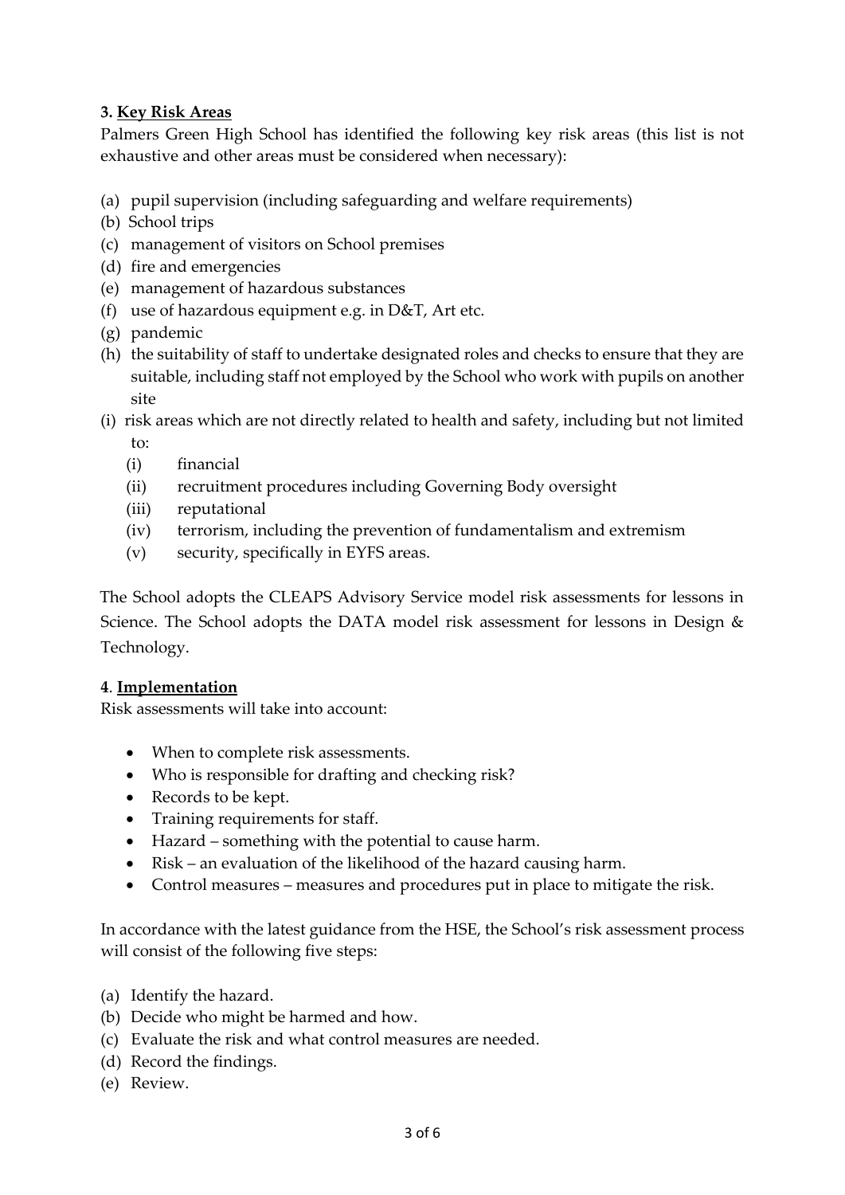### 3. Key Risk Areas

Palmers Green High School has identified the following key risk areas (this list is not exhaustive and other areas must be considered when necessary):

(a) pupil supervision (including safeguarding and welfare requirements)
(b) School trips
(c) management of visitors on School premises
(d) fire and emergencies
(e) management of hazardous substances
(f) use of hazardous equipment e.g. in D&T, Art etc.
(g) pandemic
(h) the suitability of staff to undertake designated roles and checks to ensure that they are suitable, including staff not employed by the School who work with pupils on another site
(i) risk areas which are not directly related to health and safety, including but not limited to:
   (i) financial
   (ii) recruitment procedures including Governing Body oversight
   (iii) reputational
   (iv) terrorism, including the prevention of fundamentalism and extremism
   (v) security, specifically in EYFS areas.

The School adopts the CLEAPS Advisory Service model risk assessments for lessons in Science. The School adopts the DATA model risk assessment for lessons in Design & Technology.

### 4. Implementation

Risk assessments will take into account:

- When to complete risk assessments.
- Who is responsible for drafting and checking risk?
- Records to be kept.
- Training requirements for staff.
- Hazard – something with the potential to cause harm.
- Risk – an evaluation of the likelihood of the hazard causing harm.
- Control measures – measures and procedures put in place to mitigate the risk.

In accordance with the latest guidance from the HSE, the School's risk assessment process will consist of the following five steps:

(a) Identify the hazard.
(b) Decide who might be harmed and how.
(c) Evaluate the risk and what control measures are needed.
(d) Record the findings.
(e) Review.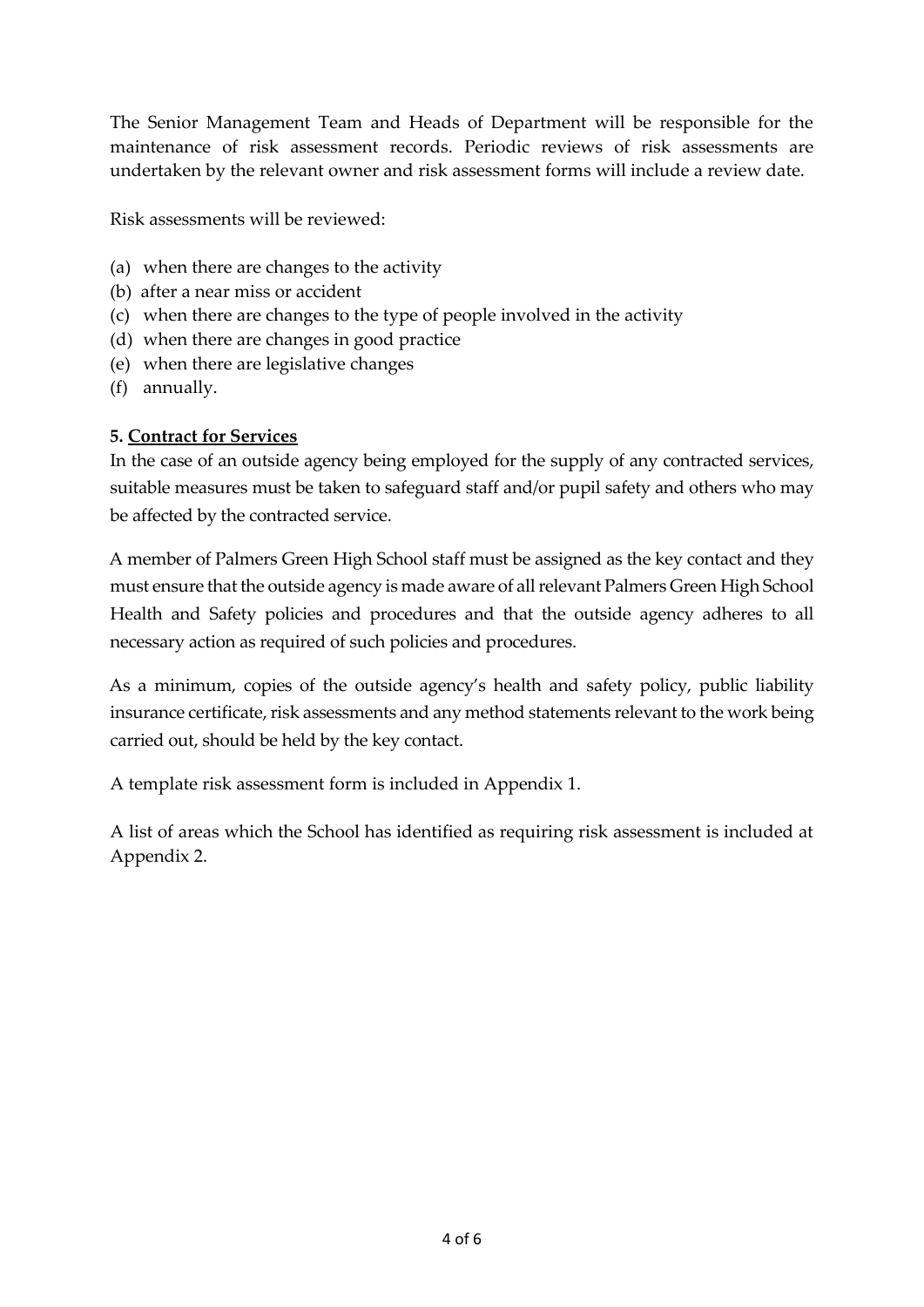The Senior Management Team and Heads of Department will be responsible for the maintenance of risk assessment records. Periodic reviews of risk assessments are undertaken by the relevant owner and risk assessment forms will include a review date.

Risk assessments will be reviewed:

(a) when there are changes to the activity
(b) after a near miss or accident
(c) when there are changes to the type of people involved in the activity
(d) when there are changes in good practice
(e) when there are legislative changes
(f) annually.

**5. Contract for Services**

In the case of an outside agency being employed for the supply of any contracted services, suitable measures must be taken to safeguard staff and/or pupil safety and others who may be affected by the contracted service.

A member of Palmers Green High School staff must be assigned as the key contact and they must ensure that the outside agency is made aware of all relevant Palmers Green High School Health and Safety policies and procedures and that the outside agency adheres to all necessary action as required of such policies and procedures.

As a minimum, copies of the outside agency's health and safety policy, public liability insurance certificate, risk assessments and any method statements relevant to the work being carried out, should be held by the key contact.

A template risk assessment form is included in Appendix 1.

A list of areas which the School has identified as requiring risk assessment is included at Appendix 2.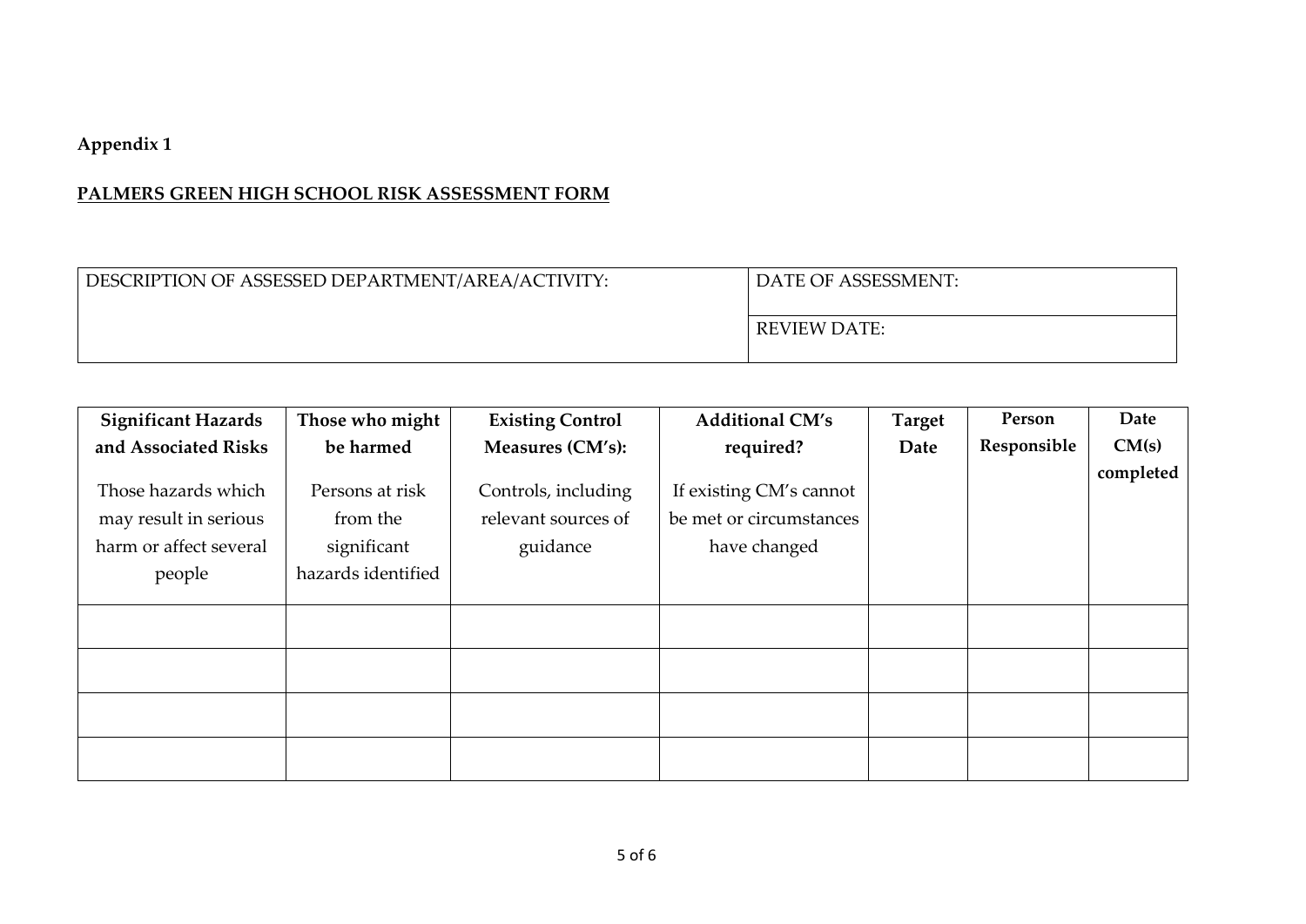**Appendix 1**

**PALMERS GREEN HIGH SCHOOL RISK ASSESSMENT FORM**

| DESCRIPTION OF ASSESSED DEPARTMENT/AREA/ACTIVITY: | DATE OF ASSESSMENT: |
|---|---|
| | REVIEW DATE: |

| **Significant Hazards and Associated Risks** Those hazards which may result in serious harm or affect several people | **Those who might be harmed** Persons at risk from the significant hazards identified | **Existing Control Measures (CM's):** Controls, including relevant sources of guidance | **Additional CM's required?** If existing CM's cannot be met or circumstances have changed | **Target Date** | **Person Responsible** | **Date CM(s) completed** |
|---|---|---|---|---|---|---|
| | | | | | | |
| | | | | | | |
| | | | | | | |
| | | | | | | |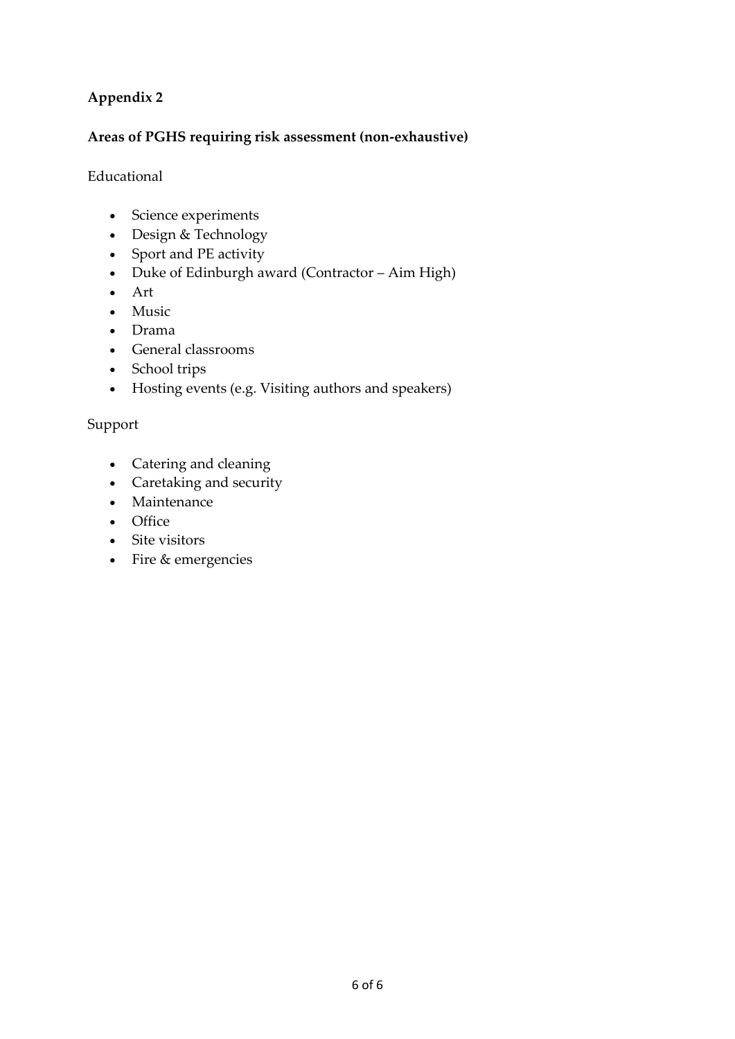## Appendix 2

### Areas of PGHS requiring risk assessment (non-exhaustive)

Educational

- Science experiments
- Design & Technology
- Sport and PE activity
- Duke of Edinburgh award (Contractor – Aim High)
- Art
- Music
- Drama
- General classrooms
- School trips
- Hosting events (e.g. Visiting authors and speakers)

Support

- Catering and cleaning
- Caretaking and security
- Maintenance
- Office
- Site visitors
- Fire & emergencies